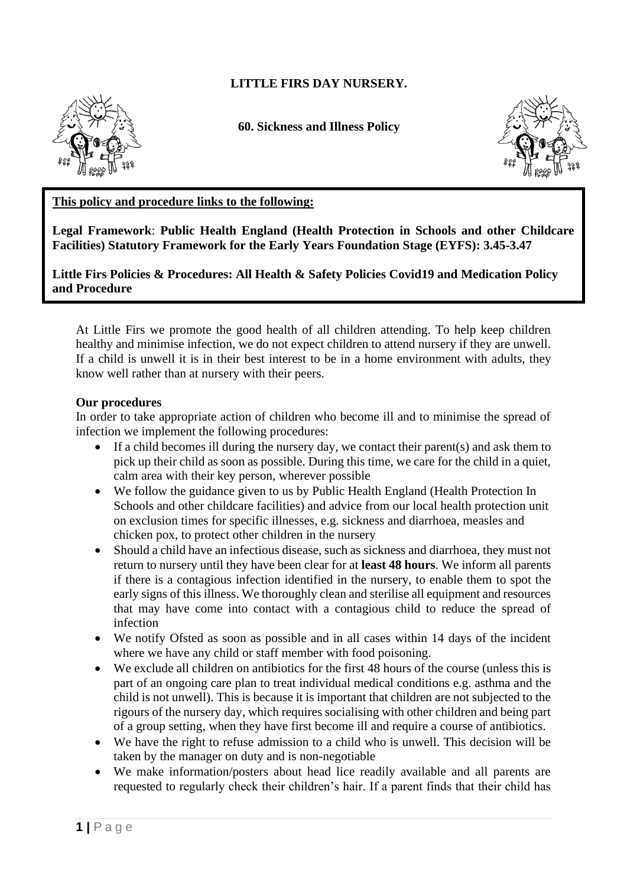# LITTLE FIRS DAY NURSERY.

## 60. Sickness and Illness Policy

**This policy and procedure links to the following:**

**Legal Framework**: **Public Health England (Health Protection in Schools and other Childcare Facilities) Statutory Framework for the Early Years Foundation Stage (EYFS): 3.45-3.47**

**Little Firs Policies & Procedures: All Health & Safety Policies Covid19 and Medication Policy and Procedure**

At Little Firs we promote the good health of all children attending. To help keep children healthy and minimise infection, we do not expect children to attend nursery if they are unwell. If a child is unwell it is in their best interest to be in a home environment with adults, they know well rather than at nursery with their peers.

**Our procedures**

In order to take appropriate action of children who become ill and to minimise the spread of infection we implement the following procedures:

- If a child becomes ill during the nursery day, we contact their parent(s) and ask them to pick up their child as soon as possible. During this time, we care for the child in a quiet, calm area with their key person, wherever possible
- We follow the guidance given to us by Public Health England (Health Protection In Schools and other childcare facilities) and advice from our local health protection unit on exclusion times for specific illnesses, e.g. sickness and diarrhoea, measles and chicken pox, to protect other children in the nursery
- Should a child have an infectious disease, such as sickness and diarrhoea, they must not return to nursery until they have been clear for at **least 48 hours**. We inform all parents if there is a contagious infection identified in the nursery, to enable them to spot the early signs of this illness. We thoroughly clean and sterilise all equipment and resources that may have come into contact with a contagious child to reduce the spread of infection
- We notify Ofsted as soon as possible and in all cases within 14 days of the incident where we have any child or staff member with food poisoning.
- We exclude all children on antibiotics for the first 48 hours of the course (unless this is part of an ongoing care plan to treat individual medical conditions e.g. asthma and the child is not unwell). This is because it is important that children are not subjected to the rigours of the nursery day, which requires socialising with other children and being part of a group setting, when they have first become ill and require a course of antibiotics.
- We have the right to refuse admission to a child who is unwell. This decision will be taken by the manager on duty and is non-negotiable
- We make information/posters about head lice readily available and all parents are requested to regularly check their children's hair. If a parent finds that their child has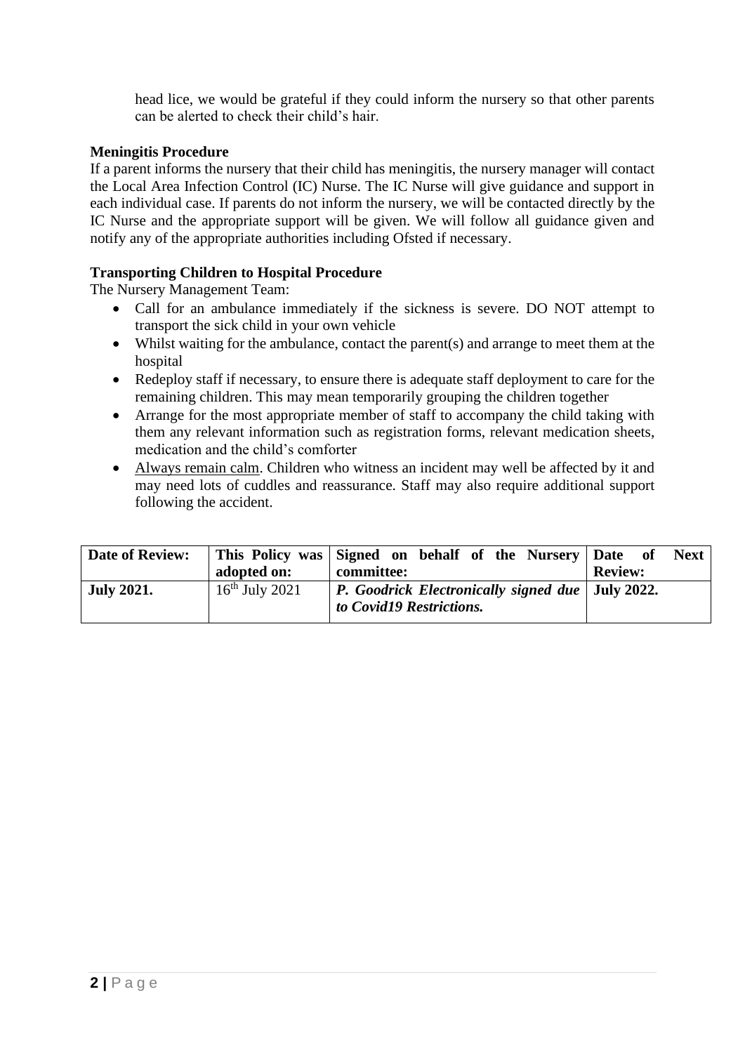head lice, we would be grateful if they could inform the nursery so that other parents can be alerted to check their child's hair.

**Meningitis Procedure**

If a parent informs the nursery that their child has meningitis, the nursery manager will contact the Local Area Infection Control (IC) Nurse. The IC Nurse will give guidance and support in each individual case. If parents do not inform the nursery, we will be contacted directly by the IC Nurse and the appropriate support will be given. We will follow all guidance given and notify any of the appropriate authorities including Ofsted if necessary.

**Transporting Children to Hospital Procedure**

The Nursery Management Team:

- Call for an ambulance immediately if the sickness is severe. DO NOT attempt to transport the sick child in your own vehicle
- Whilst waiting for the ambulance, contact the parent(s) and arrange to meet them at the hospital
- Redeploy staff if necessary, to ensure there is adequate staff deployment to care for the remaining children. This may mean temporarily grouping the children together
- Arrange for the most appropriate member of staff to accompany the child taking with them any relevant information such as registration forms, relevant medication sheets, medication and the child's comforter
- Always remain calm. Children who witness an incident may well be affected by it and may need lots of cuddles and reassurance. Staff may also require additional support following the accident.

| **Date of Review:** | **This Policy was adopted on:** | **Signed on behalf of the Nursery committee:** | **Date of Next Review:** |
|---|---|---|---|
| **July 2021.** | 16th July 2021 | ***P. Goodrick Electronically signed due to Covid19 Restrictions.*** | **July 2022.** |